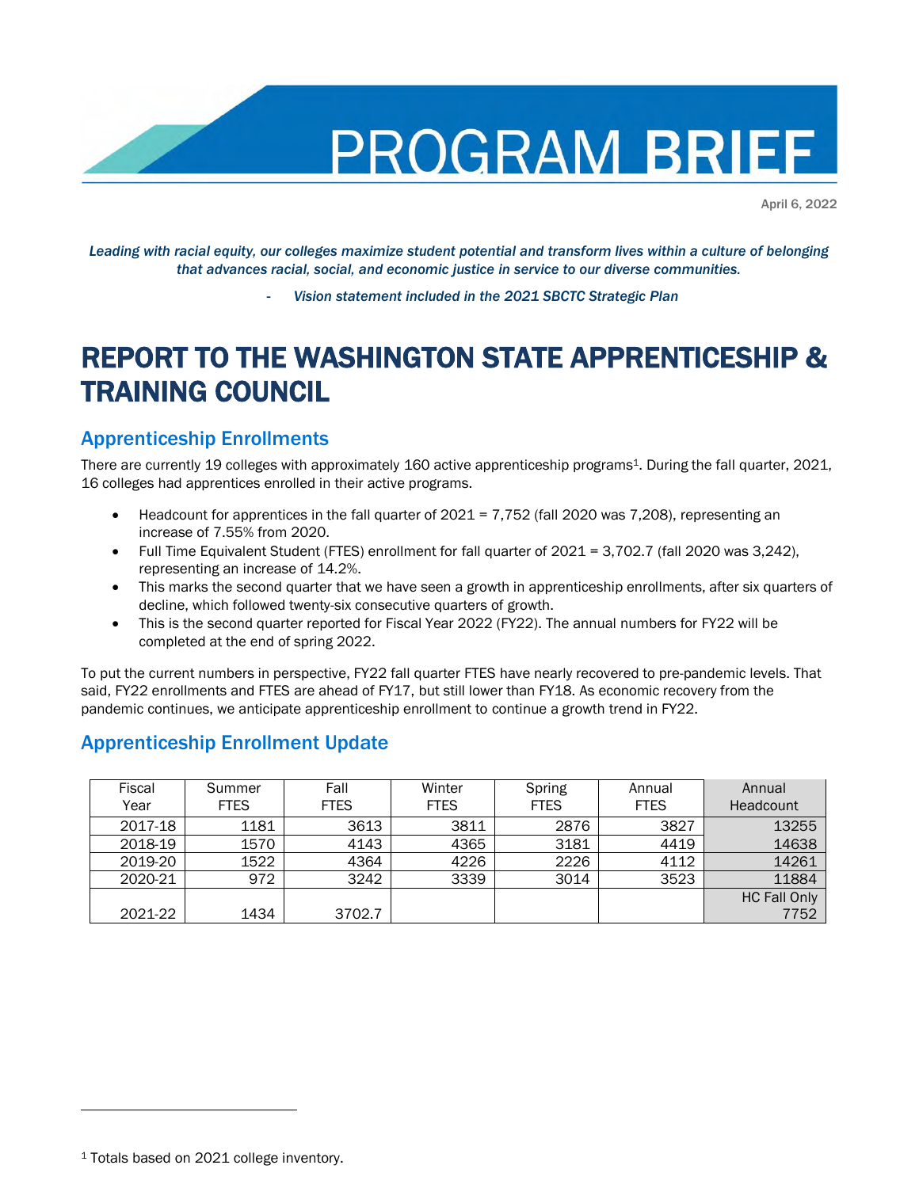# PROGRAM BRIEF

April 6, 2022

*Leading with racial equity, our colleges maximize student potential and transform lives within a culture of belonging that advances racial, social, and economic justice in service to our diverse communities.*

*- Vision statement included in the 2021 SBCTC Strategic Plan*

# REPORT TO THE WASHINGTON STATE APPRENTICESHIP & TRAINING COUNCIL

## Apprenticeship Enrollments

There are currently 19 colleges with approximately 160 active apprenticeship programs[1]. During the fall quarter, 2021, 16 colleges had apprentices enrolled in their active programs.

- Headcount for apprentices in the fall quarter of 2021 = 7,752 (fall 2020 was 7,208), representing an increase of 7.55% from 2020.
- Full Time Equivalent Student (FTES) enrollment for fall quarter of 2021 = 3,702.7 (fall 2020 was 3,242), representing an increase of 14.2%.
- This marks the second quarter that we have seen a growth in apprenticeship enrollments, after six quarters of decline, which followed twenty-six consecutive quarters of growth.
- This is the second quarter reported for Fiscal Year 2022 (FY22). The annual numbers for FY22 will be completed at the end of spring 2022.

To put the current numbers in perspective, FY22 fall quarter FTES have nearly recovered to pre-pandemic levels. That said, FY22 enrollments and FTES are ahead of FY17, but still lower than FY18. As economic recovery from the pandemic continues, we anticipate apprenticeship enrollment to continue a growth trend in FY22.

## Apprenticeship Enrollment Update

| Fiscal Year | Summer FTES | Fall FTES | Winter FTES | Spring FTES | Annual FTES | Annual Headcount |
|---|---|---|---|---|---|---|
| 2017-18 | 1181 | 3613 | 3811 | 2876 | 3827 | 13255 |
| 2018-19 | 1570 | 4143 | 4365 | 3181 | 4419 | 14638 |
| 2019-20 | 1522 | 4364 | 4226 | 2226 | 4112 | 14261 |
| 2020-21 | 972 | 3242 | 3339 | 3014 | 3523 | 11884 |
| 2021-22 | 1434 | 3702.7 | | | | HC Fall Only 7752 |

[1] Totals based on 2021 college inventory.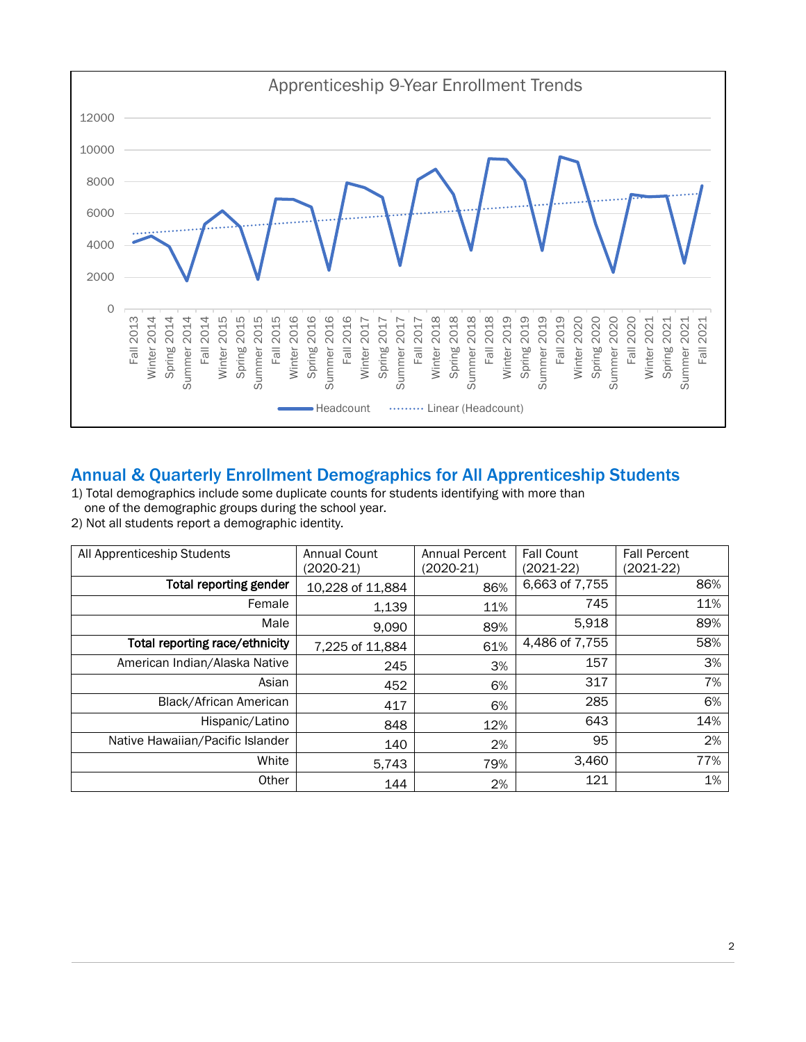Apprenticeship 9-Year Enrollment Trends

## Annual & Quarterly Enrollment Demographics for All Apprenticeship Students

1) Total demographics include some duplicate counts for students identifying with more than one of the demographic groups during the school year.
2) Not all students report a demographic identity.

| All Apprenticeship Students | Annual Count (2020-21) | Annual Percent (2020-21) | Fall Count (2021-22) | Fall Percent (2021-22) |
|---|---|---|---|---|
| **Total reporting gender** | 10,228 of 11,884 | 86% | 6,663 of 7,755 | 86% |
| Female | 1,139 | 11% | 745 | 11% |
| Male | 9,090 | 89% | 5,918 | 89% |
| **Total reporting race/ethnicity** | 7,225 of 11,884 | 61% | 4,486 of 7,755 | 58% |
| American Indian/Alaska Native | 245 | 3% | 157 | 3% |
| Asian | 452 | 6% | 317 | 7% |
| Black/African American | 417 | 6% | 285 | 6% |
| Hispanic/Latino | 848 | 12% | 643 | 14% |
| Native Hawaiian/Pacific Islander | 140 | 2% | 95 | 2% |
| White | 5,743 | 79% | 3,460 | 77% |
| Other | 144 | 2% | 121 | 1% |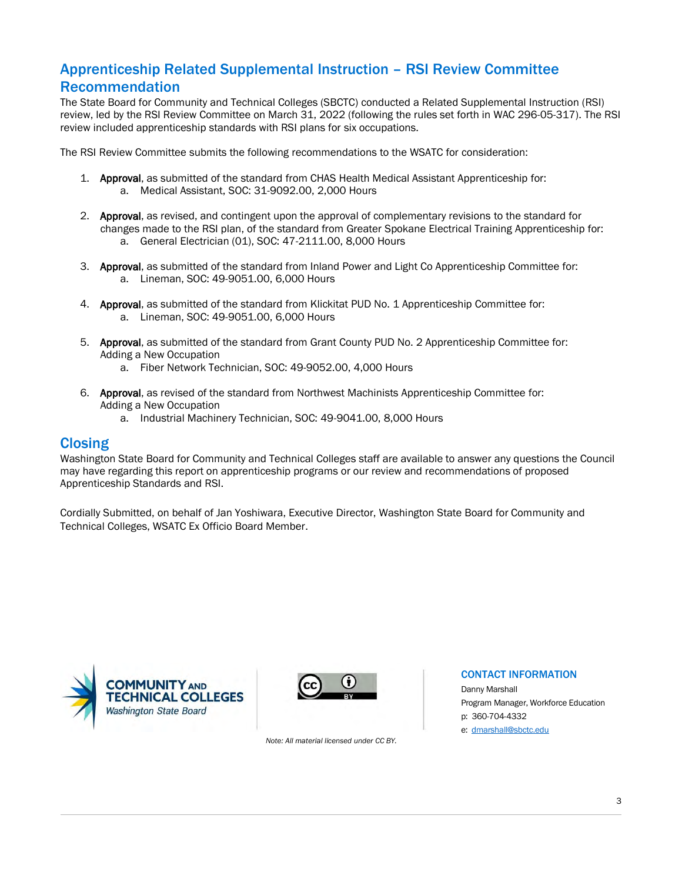## Apprenticeship Related Supplemental Instruction – RSI Review Committee Recommendation

The State Board for Community and Technical Colleges (SBCTC) conducted a Related Supplemental Instruction (RSI) review, led by the RSI Review Committee on March 31, 2022 (following the rules set forth in WAC 296-05-317). The RSI review included apprenticeship standards with RSI plans for six occupations.

The RSI Review Committee submits the following recommendations to the WSATC for consideration:

1. **Approval**, as submitted of the standard from CHAS Health Medical Assistant Apprenticeship for:
   a. Medical Assistant, SOC: 31-9092.00, 2,000 Hours

2. **Approval**, as revised, and contingent upon the approval of complementary revisions to the standard for changes made to the RSI plan, of the standard from Greater Spokane Electrical Training Apprenticeship for:
   a. General Electrician (01), SOC: 47-2111.00, 8,000 Hours

3. **Approval**, as submitted of the standard from Inland Power and Light Co Apprenticeship Committee for:
   a. Lineman, SOC: 49-9051.00, 6,000 Hours

4. **Approval**, as submitted of the standard from Klickitat PUD No. 1 Apprenticeship Committee for:
   a. Lineman, SOC: 49-9051.00, 6,000 Hours

5. **Approval**, as submitted of the standard from Grant County PUD No. 2 Apprenticeship Committee for: Adding a New Occupation
   a. Fiber Network Technician, SOC: 49-9052.00, 4,000 Hours

6. **Approval**, as revised of the standard from Northwest Machinists Apprenticeship Committee for: Adding a New Occupation
   a. Industrial Machinery Technician, SOC: 49-9041.00, 8,000 Hours

## Closing

Washington State Board for Community and Technical Colleges staff are available to answer any questions the Council may have regarding this report on apprenticeship programs or our review and recommendations of proposed Apprenticeship Standards and RSI.

Cordially Submitted, on behalf of Jan Yoshiwara, Executive Director, Washington State Board for Community and Technical Colleges, WSATC Ex Officio Board Member.

COMMUNITY AND TECHNICAL COLLEGES
Washington State Board

*Note: All material licensed under CC BY.*

**CONTACT INFORMATION**

Danny Marshall
Program Manager, Workforce Education
p: 360-704-4332
e: dmarshall@sbctc.edu